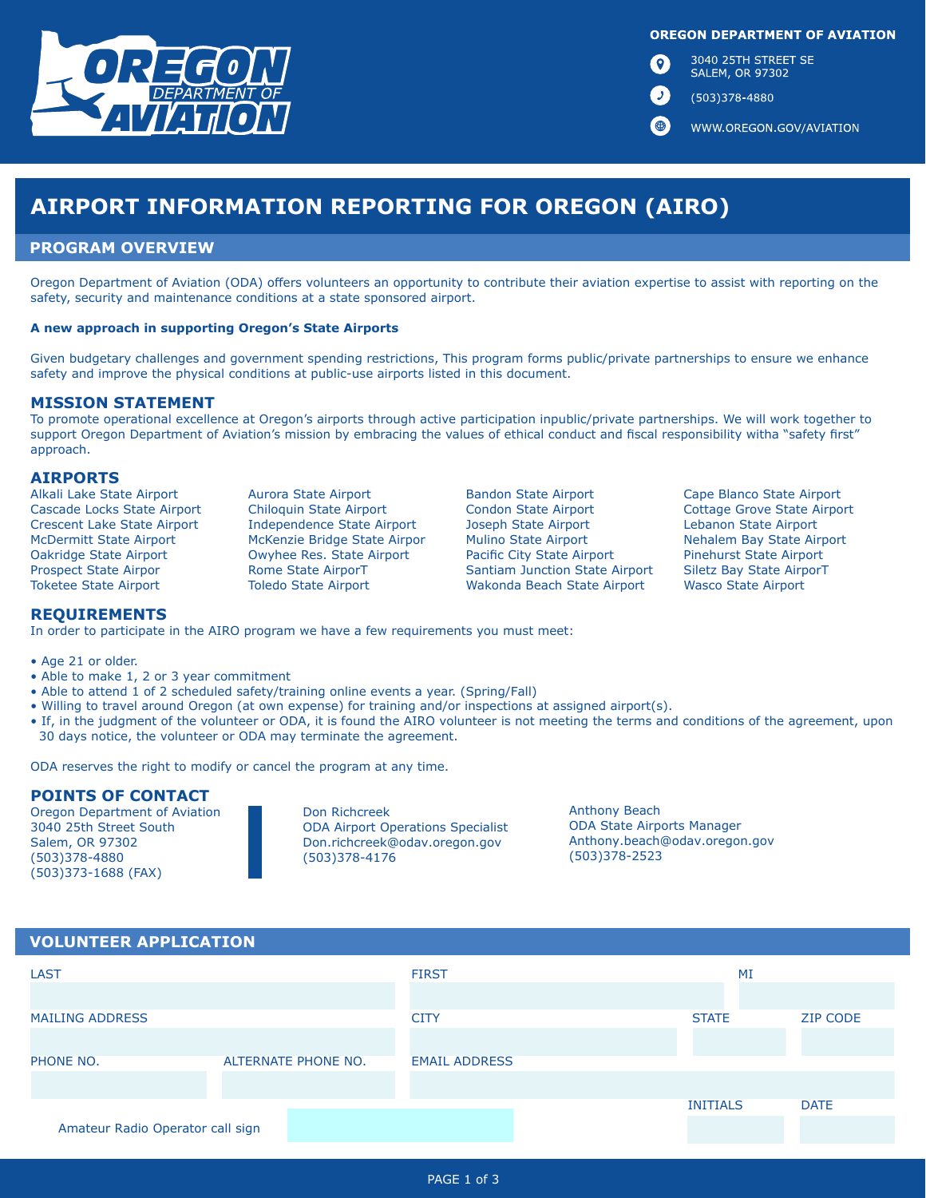OREGON DEPARTMENT OF AVIATION

3040 25TH STREET SE
SALEM, OR 97302

(503)378-4880

WWW.OREGON.GOV/AVIATION

# AIRPORT INFORMATION REPORTING FOR OREGON (AIRO)

## PROGRAM OVERVIEW

Oregon Department of Aviation (ODA) offers volunteers an opportunity to contribute their aviation expertise to assist with reporting on the safety, security and maintenance conditions at a state sponsored airport.

**A new approach in supporting Oregon's State Airports**

Given budgetary challenges and government spending restrictions, This program forms public/private partnerships to ensure we enhance safety and improve the physical conditions at public-use airports listed in this document.

## MISSION STATEMENT

To promote operational excellence at Oregon's airports through active participation inpublic/private partnerships. We will work together to support Oregon Department of Aviation's mission by embracing the values of ethical conduct and fiscal responsibility witha "safety first" approach.

## AIRPORTS

| | | | |
|---|---|---|---|
| Alkali Lake State Airport | Aurora State Airport | Bandon State Airport | Cape Blanco State Airport |
| Cascade Locks State Airport | Chiloquin State Airport | Condon State Airport | Cottage Grove State Airport |
| Crescent Lake State Airport | Independence State Airport | Joseph State Airport | Lebanon State Airport |
| McDermitt State Airport | McKenzie Bridge State Airpor | Mulino State Airport | Nehalem Bay State Airport |
| Oakridge State Airport | Owyhee Res. State Airport | Pacific City State Airport | Pinehurst State Airport |
| Prospect State Airpor | Rome State AirporT | Santiam Junction State Airport | Siletz Bay State AirporT |
| Toketee State Airport | Toledo State Airport | Wakonda Beach State Airport | Wasco State Airport |

## REQUIREMENTS

In order to participate in the AIRO program we have a few requirements you must meet:

- Age 21 or older.
- Able to make 1, 2 or 3 year commitment
- Able to attend 1 of 2 scheduled safety/training online events a year. (Spring/Fall)
- Willing to travel around Oregon (at own expense) for training and/or inspections at assigned airport(s).
- If, in the judgment of the volunteer or ODA, it is found the AIRO volunteer is not meeting the terms and conditions of the agreement, upon 30 days notice, the volunteer or ODA may terminate the agreement.

ODA reserves the right to modify or cancel the program at any time.

## POINTS OF CONTACT

Oregon Department of Aviation
3040 25th Street South
Salem, OR 97302
(503)378-4880
(503)373-1688 (FAX)

Don Richcreek
ODA Airport Operations Specialist
Don.richcreek@odav.oregon.gov
(503)378-4176

Anthony Beach
ODA State Airports Manager
Anthony.beach@odav.oregon.gov
(503)378-2523

## VOLUNTEER APPLICATION

| LAST | | FIRST | | MI |
|---|---|---|---|---|
| | | | | |
| MAILING ADDRESS | | CITY | STATE | ZIP CODE |
| | | | | |
| PHONE NO. | ALTERNATE PHONE NO. | EMAIL ADDRESS | | |
| | | | | |
| Amateur Radio Operator call sign | | | INITIALS | DATE |
| | | | | |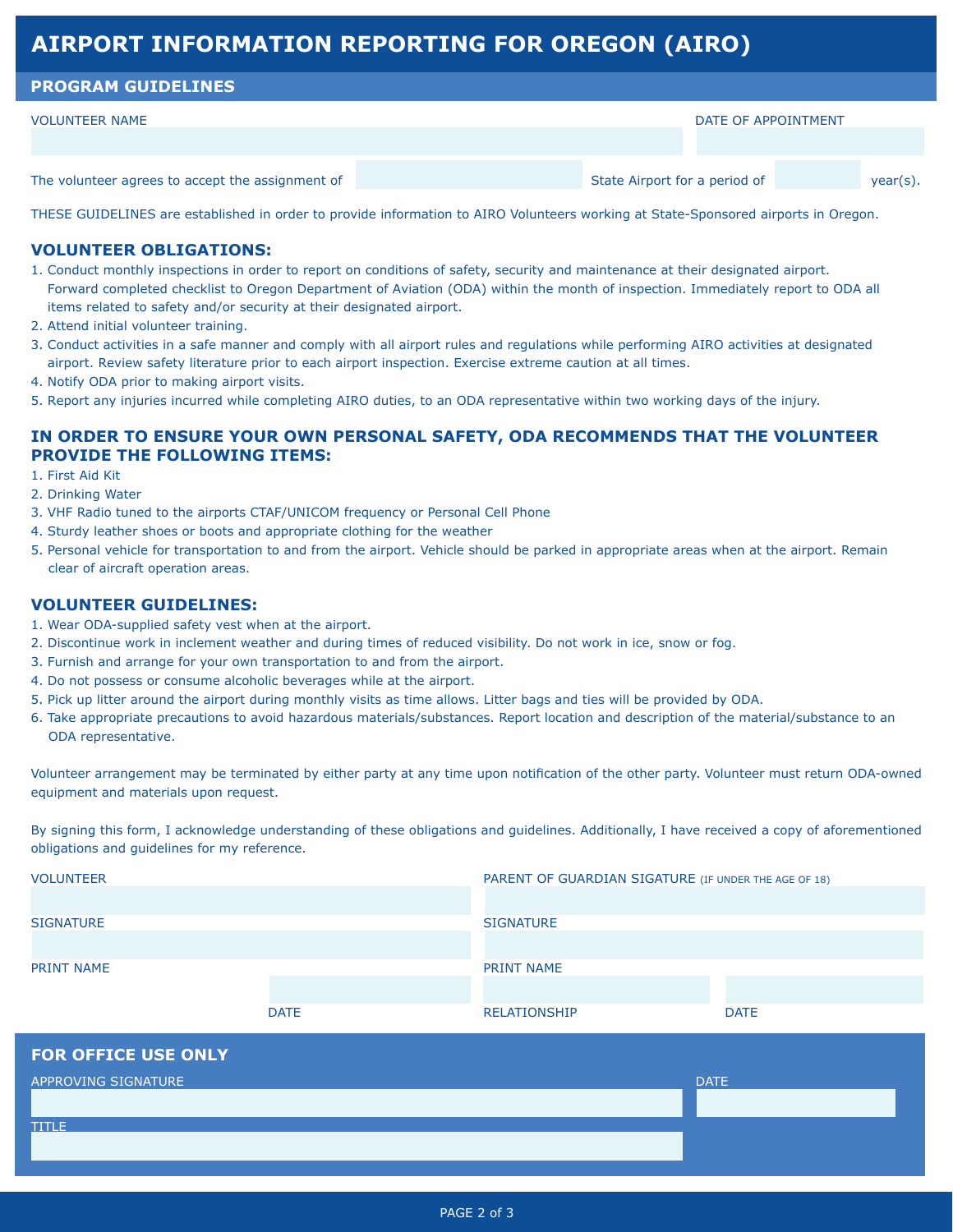# AIRPORT INFORMATION REPORTING FOR OREGON (AIRO)

## PROGRAM GUIDELINES

VOLUNTEER NAME

DATE OF APPOINTMENT

The volunteer agrees to accept the assignment of State Airport for a period of year(s).

THESE GUIDELINES are established in order to provide information to AIRO Volunteers working at State-Sponsored airports in Oregon.

### VOLUNTEER OBLIGATIONS:

1. Conduct monthly inspections in order to report on conditions of safety, security and maintenance at their designated airport. Forward completed checklist to Oregon Department of Aviation (ODA) within the month of inspection. Immediately report to ODA all items related to safety and/or security at their designated airport.
2. Attend initial volunteer training.
3. Conduct activities in a safe manner and comply with all airport rules and regulations while performing AIRO activities at designated airport. Review safety literature prior to each airport inspection. Exercise extreme caution at all times.
4. Notify ODA prior to making airport visits.
5. Report any injuries incurred while completing AIRO duties, to an ODA representative within two working days of the injury.

### IN ORDER TO ENSURE YOUR OWN PERSONAL SAFETY, ODA RECOMMENDS THAT THE VOLUNTEER PROVIDE THE FOLLOWING ITEMS:

1. First Aid Kit
2. Drinking Water
3. VHF Radio tuned to the airports CTAF/UNICOM frequency or Personal Cell Phone
4. Sturdy leather shoes or boots and appropriate clothing for the weather
5. Personal vehicle for transportation to and from the airport. Vehicle should be parked in appropriate areas when at the airport. Remain clear of aircraft operation areas.

### VOLUNTEER GUIDELINES:

1. Wear ODA-supplied safety vest when at the airport.
2. Discontinue work in inclement weather and during times of reduced visibility. Do not work in ice, snow or fog.
3. Furnish and arrange for your own transportation to and from the airport.
4. Do not possess or consume alcoholic beverages while at the airport.
5. Pick up litter around the airport during monthly visits as time allows. Litter bags and ties will be provided by ODA.
6. Take appropriate precautions to avoid hazardous materials/substances. Report location and description of the material/substance to an ODA representative.

Volunteer arrangement may be terminated by either party at any time upon notification of the other party. Volunteer must return ODA-owned equipment and materials upon request.

By signing this form, I acknowledge understanding of these obligations and guidelines. Additionally, I have received a copy of aforementioned obligations and guidelines for my reference.

VOLUNTEER

SIGNATURE

PRINT NAME

DATE

PARENT OF GUARDIAN SIGATURE (IF UNDER THE AGE OF 18)

SIGNATURE

PRINT NAME

RELATIONSHIP

DATE

## FOR OFFICE USE ONLY

APPROVING SIGNATURE

DATE

TITLE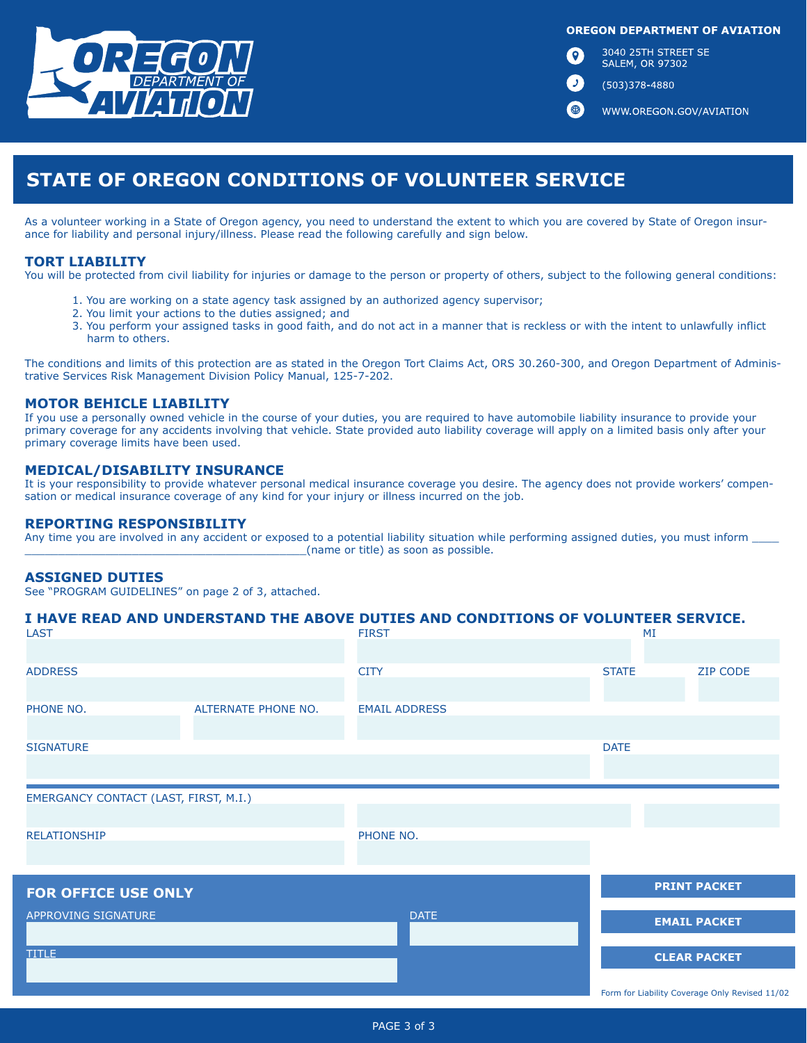**OREGON DEPARTMENT OF AVIATION**

3040 25TH STREET SE
SALEM, OR 97302

(503)378-4880

WWW.OREGON.GOV/AVIATION

# STATE OF OREGON CONDITIONS OF VOLUNTEER SERVICE

As a volunteer working in a State of Oregon agency, you need to understand the extent to which you are covered by State of Oregon insurance for liability and personal injury/illness. Please read the following carefully and sign below.

## TORT LIABILITY

You will be protected from civil liability for injuries or damage to the person or property of others, subject to the following general conditions:

1. You are working on a state agency task assigned by an authorized agency supervisor;
2. You limit your actions to the duties assigned; and
3. You perform your assigned tasks in good faith, and do not act in a manner that is reckless or with the intent to unlawfully inflict harm to others.

The conditions and limits of this protection are as stated in the Oregon Tort Claims Act, ORS 30.260-300, and Oregon Department of Administrative Services Risk Management Division Policy Manual, 125-7-202.

## MOTOR BEHICLE LIABILITY

If you use a personally owned vehicle in the course of your duties, you are required to have automobile liability insurance to provide your primary coverage for any accidents involving that vehicle. State provided auto liability coverage will apply on a limited basis only after your primary coverage limits have been used.

## MEDICAL/DISABILITY INSURANCE

It is your responsibility to provide whatever personal medical insurance coverage you desire. The agency does not provide workers' compensation or medical insurance coverage of any kind for your injury or illness incurred on the job.

## REPORTING RESPONSIBILITY

Any time you are involved in any accident or exposed to a potential liability situation while performing assigned duties, you must inform ____ ___________________________________________(name or title) as soon as possible.

## ASSIGNED DUTIES

See "PROGRAM GUIDELINES" on page 2 of 3, attached.

## I HAVE READ AND UNDERSTAND THE ABOVE DUTIES AND CONDITIONS OF VOLUNTEER SERVICE.

LAST | FIRST | MI

ADDRESS | CITY | STATE | ZIP CODE

PHONE NO. | ALTERNATE PHONE NO. | EMAIL ADDRESS

SIGNATURE | DATE

EMERGANCY CONTACT (LAST, FIRST, M.I.)

RELATIONSHIP | PHONE NO.

## FOR OFFICE USE ONLY

APPROVING SIGNATURE | DATE

TITLE

PRINT PACKET

EMAIL PACKET

CLEAR PACKET

Form for Liability Coverage Only Revised 11/02